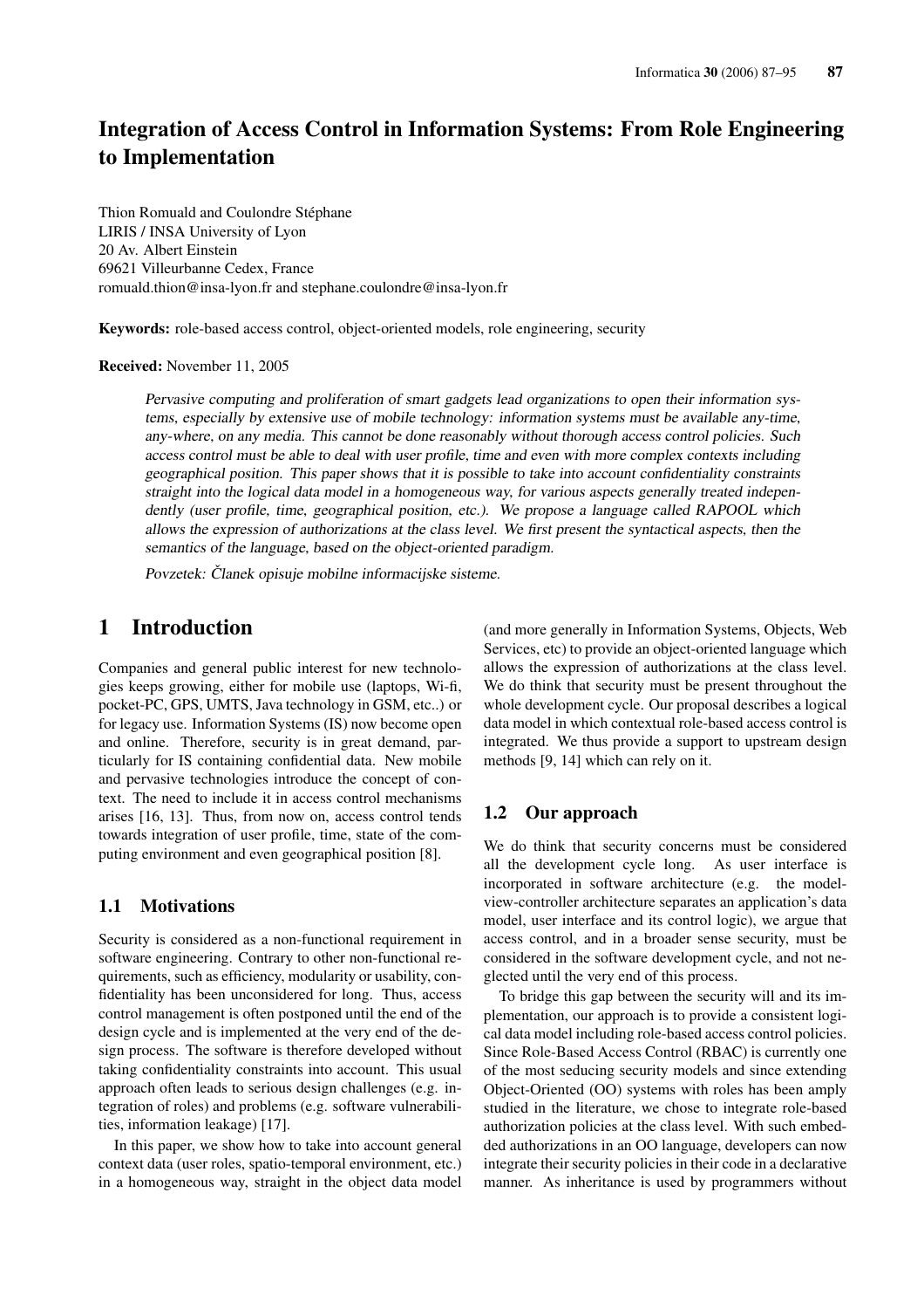# Integration of Access Control in Information Systems: From Role Engineering to Implementation

Thion Romuald and Coulondre Stéphane
LIRIS / INSA University of Lyon
20 Av. Albert Einstein
69621 Villeurbanne Cedex, France
romuald.thion@insa-lyon.fr and stephane.coulondre@insa-lyon.fr

**Keywords:** role-based access control, object-oriented models, role engineering, security

**Received:** November 11, 2005

*Pervasive computing and proliferation of smart gadgets lead organizations to open their information systems, especially by extensive use of mobile technology: information systems must be available any-time, any-where, on any media. This cannot be done reasonably without thorough access control policies. Such access control must be able to deal with user profile, time and even with more complex contexts including geographical position. This paper shows that it is possible to take into account confidentiality constraints straight into the logical data model in a homogeneous way, for various aspects generally treated independently (user profile, time, geographical position, etc.). We propose a language called RAPOOL which allows the expression of authorizations at the class level. We first present the syntactical aspects, then the semantics of the language, based on the object-oriented paradigm.*

*Povzetek: Članek opisuje mobilne informacijske sisteme.*

## 1 Introduction

Companies and general public interest for new technologies keeps growing, either for mobile use (laptops, Wi-fi, pocket-PC, GPS, UMTS, Java technology in GSM, etc..) or for legacy use. Information Systems (IS) now become open and online. Therefore, security is in great demand, particularly for IS containing confidential data. New mobile and pervasive technologies introduce the concept of context. The need to include it in access control mechanisms arises [16, 13]. Thus, from now on, access control tends towards integration of user profile, time, state of the computing environment and even geographical position [8].

### 1.1 Motivations

Security is considered as a non-functional requirement in software engineering. Contrary to other non-functional requirements, such as efficiency, modularity or usability, confidentiality has been unconsidered for long. Thus, access control management is often postponed until the end of the design cycle and is implemented at the very end of the design process. The software is therefore developed without taking confidentiality constraints into account. This usual approach often leads to serious design challenges (e.g. integration of roles) and problems (e.g. software vulnerabilities, information leakage) [17].

In this paper, we show how to take into account general context data (user roles, spatio-temporal environment, etc.) in a homogeneous way, straight in the object data model (and more generally in Information Systems, Objects, Web Services, etc) to provide an object-oriented language which allows the expression of authorizations at the class level. We do think that security must be present throughout the whole development cycle. Our proposal describes a logical data model in which contextual role-based access control is integrated. We thus provide a support to upstream design methods [9, 14] which can rely on it.

### 1.2 Our approach

We do think that security concerns must be considered all the development cycle long. As user interface is incorporated in software architecture (e.g. the model-view-controller architecture separates an application's data model, user interface and its control logic), we argue that access control, and in a broader sense security, must be considered in the software development cycle, and not neglected until the very end of this process.

To bridge this gap between the security will and its implementation, our approach is to provide a consistent logical data model including role-based access control policies. Since Role-Based Access Control (RBAC) is currently one of the most seducing security models and since extending Object-Oriented (OO) systems with roles has been amply studied in the literature, we chose to integrate role-based authorization policies at the class level. With such embedded authorizations in an OO language, developers can now integrate their security policies in their code in a declarative manner. As inheritance is used by programmers without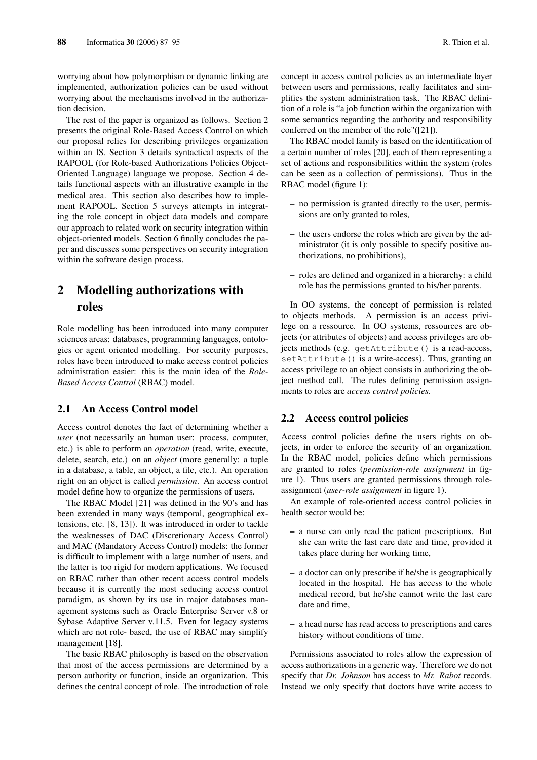worrying about how polymorphism or dynamic linking are implemented, authorization policies can be used without worrying about the mechanisms involved in the authorization decision.

The rest of the paper is organized as follows. Section 2 presents the original Role-Based Access Control on which our proposal relies for describing privileges organization within an IS. Section 3 details syntactical aspects of the RAPOOL (for Role-based Authorizations Policies Object-Oriented Language) language we propose. Section 4 details functional aspects with an illustrative example in the medical area. This section also describes how to implement RAPOOL. Section 5 surveys attempts in integrating the role concept in object data models and compare our approach to related work on security integration within object-oriented models. Section 6 finally concludes the paper and discusses some perspectives on security integration within the software design process.

## 2 Modelling authorizations with roles

Role modelling has been introduced into many computer sciences areas: databases, programming languages, ontologies or agent oriented modelling. For security purposes, roles have been introduced to make access control policies administration easier: this is the main idea of the *Role-Based Access Control* (RBAC) model.

### 2.1 An Access Control model

Access control denotes the fact of determining whether a *user* (not necessarily an human user: process, computer, etc.) is able to perform an *operation* (read, write, execute, delete, search, etc.) on an *object* (more generally: a tuple in a database, a table, an object, a file, etc.). An operation right on an object is called *permission*. An access control model define how to organize the permissions of users.

The RBAC Model [21] was defined in the 90's and has been extended in many ways (temporal, geographical extensions, etc. [8, 13]). It was introduced in order to tackle the weaknesses of DAC (Discretionary Access Control) and MAC (Mandatory Access Control) models: the former is difficult to implement with a large number of users, and the latter is too rigid for modern applications. We focused on RBAC rather than other recent access control models because it is currently the most seducing access control paradigm, as shown by its use in major databases management systems such as Oracle Enterprise Server v.8 or Sybase Adaptive Server v.11.5. Even for legacy systems which are not role- based, the use of RBAC may simplify management [18].

The basic RBAC philosophy is based on the observation that most of the access permissions are determined by a person authority or function, inside an organization. This defines the central concept of role. The introduction of role concept in access control policies as an intermediate layer between users and permissions, really facilitates and simplifies the system administration task. The RBAC definition of a role is "a job function within the organization with some semantics regarding the authority and responsibility conferred on the member of the role"([21]).

The RBAC model family is based on the identification of a certain number of roles [20], each of them representing a set of actions and responsibilities within the system (roles can be seen as a collection of permissions). Thus in the RBAC model (figure 1):

- no permission is granted directly to the user, permissions are only granted to roles,
- the users endorse the roles which are given by the administrator (it is only possible to specify positive authorizations, no prohibitions),
- roles are defined and organized in a hierarchy: a child role has the permissions granted to his/her parents.

In OO systems, the concept of permission is related to objects methods. A permission is an access privilege on a ressource. In OO systems, ressources are objects (or attributes of objects) and access privileges are objects methods (e.g. `getAttribute()` is a read-access, `setAttribute()` is a write-access). Thus, granting an access privilege to an object consists in authorizing the object method call. The rules defining permission assignments to roles are *access control policies*.

### 2.2 Access control policies

Access control policies define the users rights on objects, in order to enforce the security of an organization. In the RBAC model, policies define which permissions are granted to roles (*permission-role assignment* in figure 1). Thus users are granted permissions through role-assignment (*user-role assignment* in figure 1).

An example of role-oriented access control policies in health sector would be:

- a nurse can only read the patient prescriptions. But she can write the last care date and time, provided it takes place during her working time,
- a doctor can only prescribe if he/she is geographically located in the hospital. He has access to the whole medical record, but he/she cannot write the last care date and time,
- a head nurse has read access to prescriptions and cares history without conditions of time.

Permissions associated to roles allow the expression of access authorizations in a generic way. Therefore we do not specify that *Dr. Johnson* has access to *Mr. Rabot* records. Instead we only specify that doctors have write access to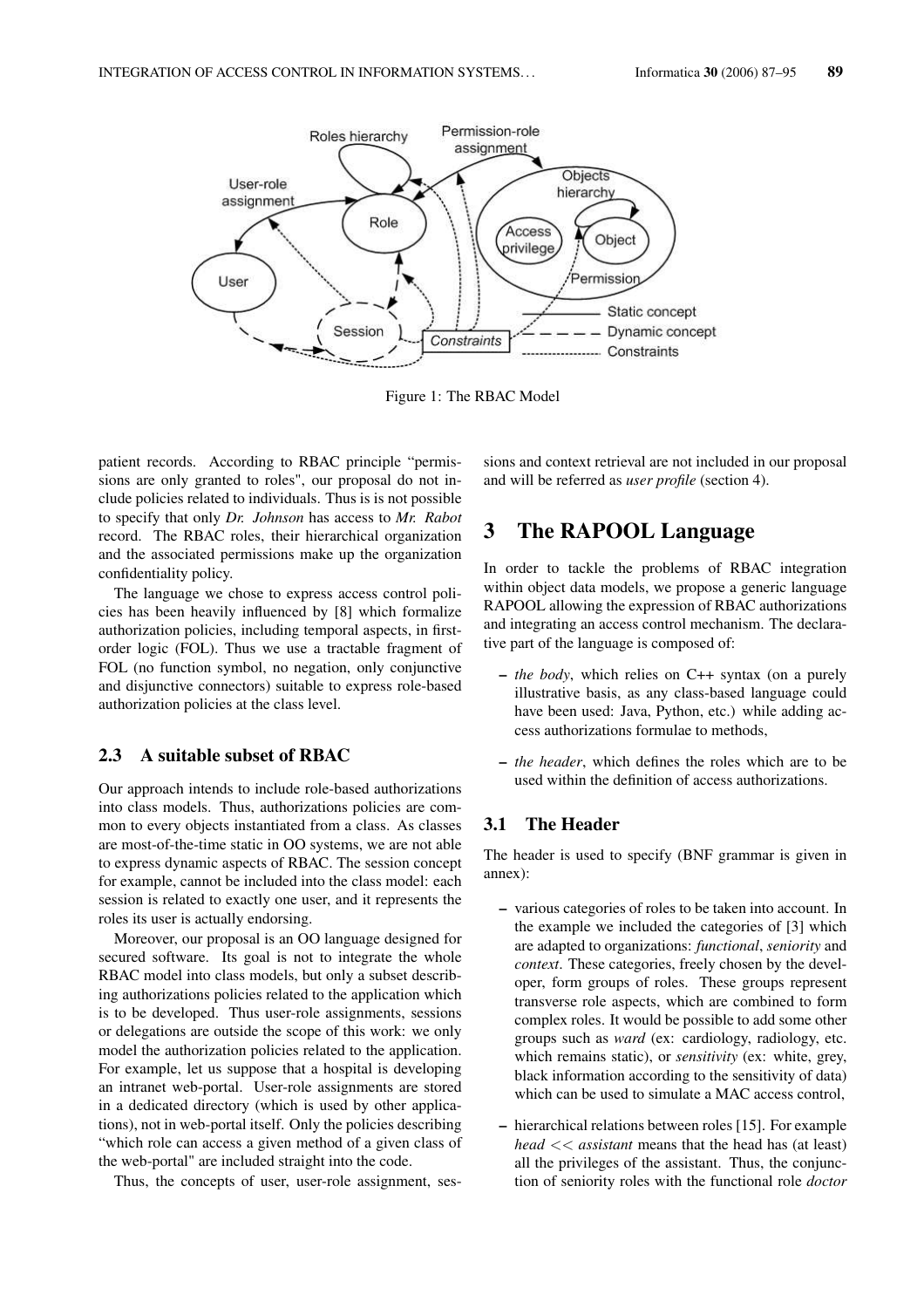Figure 1: The RBAC Model

patient records. According to RBAC principle "permissions are only granted to roles", our proposal do not include policies related to individuals. Thus is is not possible to specify that only *Dr. Johnson* has access to *Mr. Rabot* record. The RBAC roles, their hierarchical organization and the associated permissions make up the organization confidentiality policy.

The language we chose to express access control policies has been heavily influenced by [8] which formalize authorization policies, including temporal aspects, in first-order logic (FOL). Thus we use a tractable fragment of FOL (no function symbol, no negation, only conjunctive and disjunctive connectors) suitable to express role-based authorization policies at the class level.

### 2.3 A suitable subset of RBAC

Our approach intends to include role-based authorizations into class models. Thus, authorizations policies are common to every objects instantiated from a class. As classes are most-of-the-time static in OO systems, we are not able to express dynamic aspects of RBAC. The session concept for example, cannot be included into the class model: each session is related to exactly one user, and it represents the roles its user is actually endorsing.

Moreover, our proposal is an OO language designed for secured software. Its goal is not to integrate the whole RBAC model into class models, but only a subset describing authorizations policies related to the application which is to be developed. Thus user-role assignments, sessions or delegations are outside the scope of this work: we only model the authorization policies related to the application. For example, let us suppose that a hospital is developing an intranet web-portal. User-role assignments are stored in a dedicated directory (which is used by other applications), not in web-portal itself. Only the policies describing "which role can access a given method of a given class of the web-portal" are included straight into the code.

Thus, the concepts of user, user-role assignment, sessions and context retrieval are not included in our proposal and will be referred as *user profile* (section 4).

## 3 The RAPOOL Language

In order to tackle the problems of RBAC integration within object data models, we propose a generic language RAPOOL allowing the expression of RBAC authorizations and integrating an access control mechanism. The declarative part of the language is composed of:

- *the body*, which relies on C++ syntax (on a purely illustrative basis, as any class-based language could have been used: Java, Python, etc.) while adding access authorizations formulae to methods,
- *the header*, which defines the roles which are to be used within the definition of access authorizations.

### 3.1 The Header

The header is used to specify (BNF grammar is given in annex):

- various categories of roles to be taken into account. In the example we included the categories of [3] which are adapted to organizations: *functional*, *seniority* and *context*. These categories, freely chosen by the developer, form groups of roles. These groups represent transverse role aspects, which are combined to form complex roles. It would be possible to add some other groups such as *ward* (ex: cardiology, radiology, etc. which remains static), or *sensitivity* (ex: white, grey, black information according to the sensitivity of data) which can be used to simulate a MAC access control,
- hierarchical relations between roles [15]. For example *head* << *assistant* means that the head has (at least) all the privileges of the assistant. Thus, the conjunction of seniority roles with the functional role *doctor*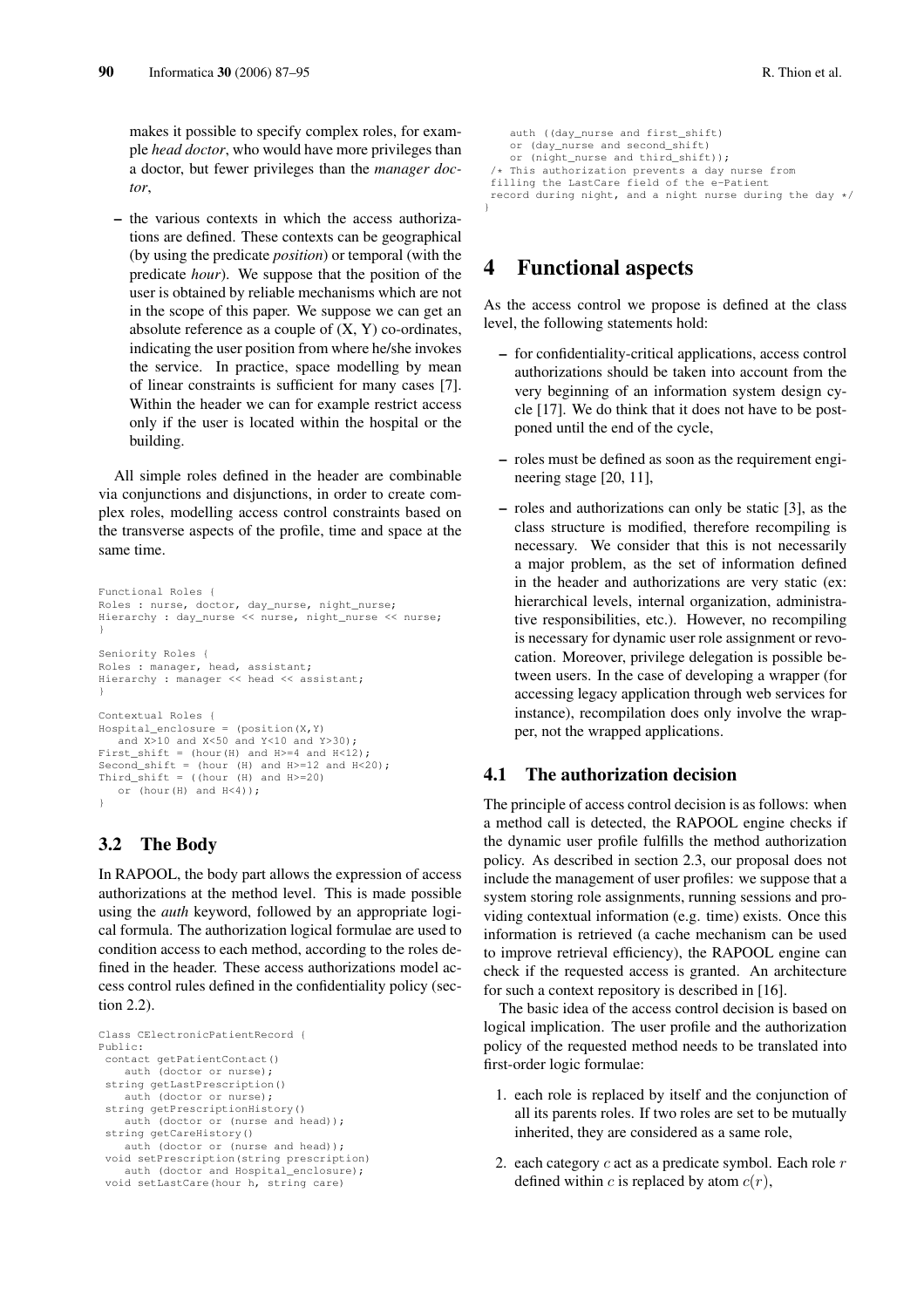makes it possible to specify complex roles, for example *head doctor*, who would have more privileges than a doctor, but fewer privileges than the *manager doctor*,

– the various contexts in which the access authorizations are defined. These contexts can be geographical (by using the predicate *position*) or temporal (with the predicate *hour*). We suppose that the position of the user is obtained by reliable mechanisms which are not in the scope of this paper. We suppose we can get an absolute reference as a couple of (X, Y) co-ordinates, indicating the user position from where he/she invokes the service. In practice, space modelling by mean of linear constraints is sufficient for many cases [7]. Within the header we can for example restrict access only if the user is located within the hospital or the building.

All simple roles defined in the header are combinable via conjunctions and disjunctions, in order to create complex roles, modelling access control constraints based on the transverse aspects of the profile, time and space at the same time.

```
Functional Roles {
Roles : nurse, doctor, day_nurse, night_nurse;
Hierarchy : day_nurse << nurse, night_nurse << nurse;
}

Seniority Roles {
Roles : manager, head, assistant;
Hierarchy : manager << head << assistant;
}

Contextual Roles {
Hospital_enclosure = (position(X,Y)
   and X>10 and X<50 and Y<10 and Y>30);
First_shift = (hour(H) and H>=4 and H<12);
Second_shift = (hour (H) and H>=12 and H<20);
Third_shift = ((hour (H) and H>=20)
   or (hour(H) and H<4));
}
```

## 3.2 The Body

In RAPOOL, the body part allows the expression of access authorizations at the method level. This is made possible using the *auth* keyword, followed by an appropriate logical formula. The authorization logical formulae are used to condition access to each method, according to the roles defined in the header. These access authorizations model access control rules defined in the confidentiality policy (section 2.2).

```
Class CElectronicPatientRecord {
Public:
 contact getPatientContact()
    auth (doctor or nurse);
 string getLastPrescription()
    auth (doctor or nurse);
 string getPrescriptionHistory()
    auth (doctor or (nurse and head));
 string getCareHistory()
    auth (doctor or (nurse and head));
 void setPrescription(string prescription)
    auth (doctor and Hospital_enclosure);
 void setLastCare(hour h, string care)
    auth ((day_nurse and first_shift)
    or (day_nurse and second_shift)
    or (night_nurse and third_shift));
 /* This authorization prevents a day nurse from
 filling the LastCare field of the e-Patient
 record during night, and a night nurse during the day */
}
```

# 4 Functional aspects

As the access control we propose is defined at the class level, the following statements hold:

– for confidentiality-critical applications, access control authorizations should be taken into account from the very beginning of an information system design cycle [17]. We do think that it does not have to be postponed until the end of the cycle,

– roles must be defined as soon as the requirement engineering stage [20, 11],

– roles and authorizations can only be static [3], as the class structure is modified, therefore recompiling is necessary. We consider that this is not necessarily a major problem, as the set of information defined in the header and authorizations are very static (ex: hierarchical levels, internal organization, administrative responsibilities, etc.). However, no recompiling is necessary for dynamic user role assignment or revocation. Moreover, privilege delegation is possible between users. In the case of developing a wrapper (for accessing legacy application through web services for instance), recompilation does only involve the wrapper, not the wrapped applications.

## 4.1 The authorization decision

The principle of access control decision is as follows: when a method call is detected, the RAPOOL engine checks if the dynamic user profile fulfills the method authorization policy. As described in section 2.3, our proposal does not include the management of user profiles: we suppose that a system storing role assignments, running sessions and providing contextual information (e.g. time) exists. Once this information is retrieved (a cache mechanism can be used to improve retrieval efficiency), the RAPOOL engine can check if the requested access is granted. An architecture for such a context repository is described in [16].

The basic idea of the access control decision is based on logical implication. The user profile and the authorization policy of the requested method needs to be translated into first-order logic formulae:

1. each role is replaced by itself and the conjunction of all its parents roles. If two roles are set to be mutually inherited, they are considered as a same role,

2. each category $c$ act as a predicate symbol. Each role $r$ defined within $c$ is replaced by atom $c(r)$,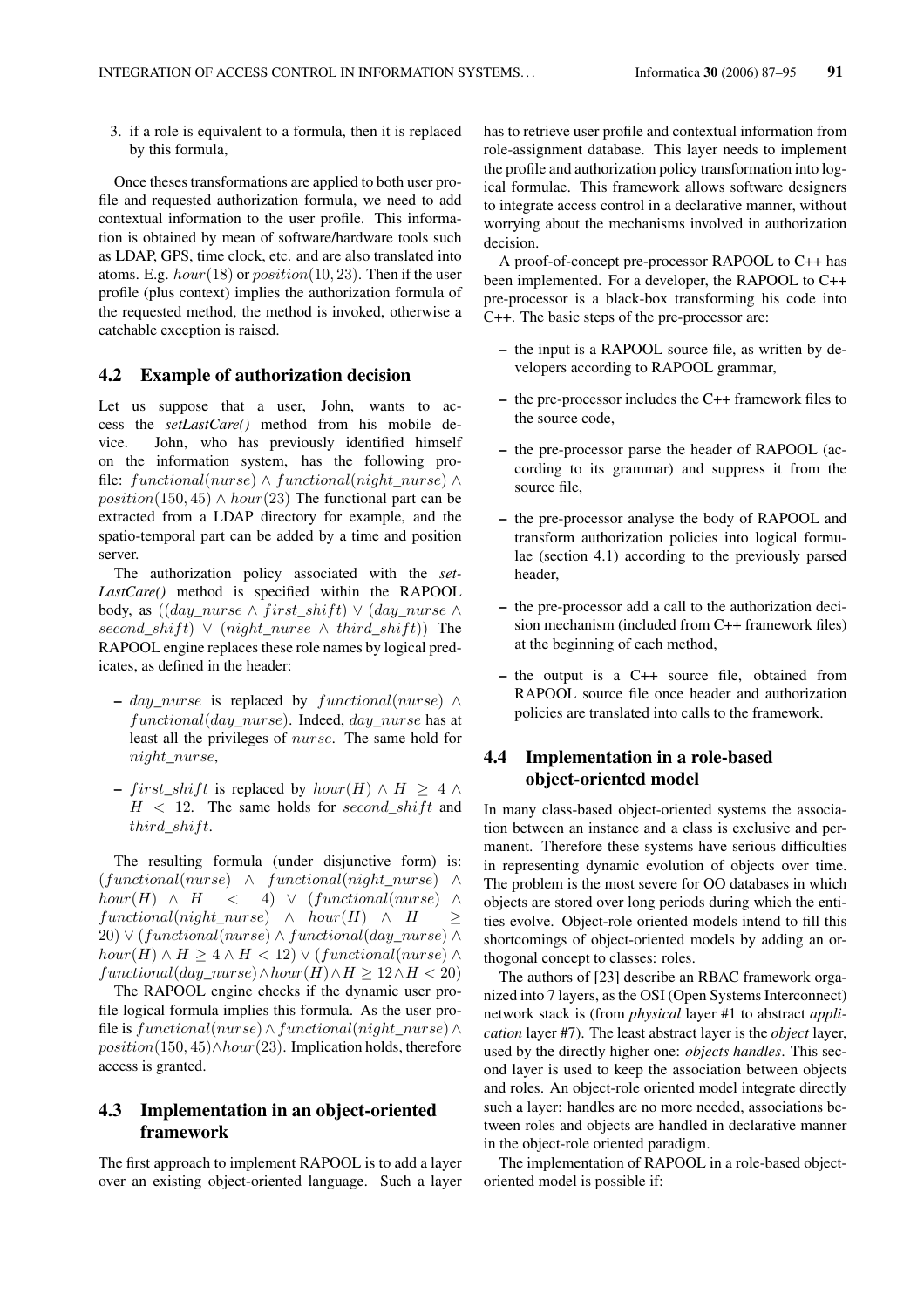3. if a role is equivalent to a formula, then it is replaced by this formula,

Once theses transformations are applied to both user profile and requested authorization formula, we need to add contextual information to the user profile. This information is obtained by mean of software/hardware tools such as LDAP, GPS, time clock, etc. and are also translated into atoms. E.g. $hour(18)$ or $position(10, 23)$. Then if the user profile (plus context) implies the authorization formula of the requested method, the method is invoked, otherwise a catchable exception is raised.

## 4.2 Example of authorization decision

Let us suppose that a user, John, wants to access the *setLastCare()* method from his mobile device. John, who has previously identified himself on the information system, has the following profile: $functional(nurse) \wedge functional(night\_nurse) \wedge position(150, 45) \wedge hour(23)$ The functional part can be extracted from a LDAP directory for example, and the spatio-temporal part can be added by a time and position server.

The authorization policy associated with the *setLastCare()* method is specified within the RAPOOL body, as $((day\_nurse \wedge first\_shift) \vee (day\_nurse \wedge second\_shift) \vee (night\_nurse \wedge third\_shift))$ The RAPOOL engine replaces these role names by logical predicates, as defined in the header:

- $day\_nurse$ is replaced by $functional(nurse) \wedge functional(day\_nurse)$. Indeed, $day\_nurse$ has at least all the privileges of $nurse$. The same hold for $night\_nurse$,
- $first\_shift$ is replaced by $hour(H) \wedge H \geq 4 \wedge H < 12$. The same holds for $second\_shift$ and $third\_shift$.

The resulting formula (under disjunctive form) is: $(functional(nurse) \wedge functional(night\_nurse) \wedge hour(H) \wedge H < 4) \vee (functional(nurse) \wedge functional(night\_nurse) \wedge hour(H) \wedge H \geq 20) \vee (functional(nurse) \wedge functional(day\_nurse) \wedge hour(H) \wedge H \geq 4 \wedge H < 12) \vee (functional(nurse) \wedge functional(day\_nurse) \wedge hour(H) \wedge H \geq 12 \wedge H < 20)$

The RAPOOL engine checks if the dynamic user profile logical formula implies this formula. As the user profile is $functional(nurse) \wedge functional(night\_nurse) \wedge position(150, 45) \wedge hour(23)$. Implication holds, therefore access is granted.

## 4.3 Implementation in an object-oriented framework

The first approach to implement RAPOOL is to add a layer over an existing object-oriented language. Such a layer has to retrieve user profile and contextual information from role-assignment database. This layer needs to implement the profile and authorization policy transformation into logical formulae. This framework allows software designers to integrate access control in a declarative manner, without worrying about the mechanisms involved in authorization decision.

A proof-of-concept pre-processor RAPOOL to C++ has been implemented. For a developer, the RAPOOL to C++ pre-processor is a black-box transforming his code into C++. The basic steps of the pre-processor are:

- the input is a RAPOOL source file, as written by developers according to RAPOOL grammar,
- the pre-processor includes the C++ framework files to the source code,
- the pre-processor parse the header of RAPOOL (according to its grammar) and suppress it from the source file,
- the pre-processor analyse the body of RAPOOL and transform authorization policies into logical formulae (section 4.1) according to the previously parsed header,
- the pre-processor add a call to the authorization decision mechanism (included from C++ framework files) at the beginning of each method,
- the output is a C++ source file, obtained from RAPOOL source file once header and authorization policies are translated into calls to the framework.

## 4.4 Implementation in a role-based object-oriented model

In many class-based object-oriented systems the association between an instance and a class is exclusive and permanent. Therefore these systems have serious difficulties in representing dynamic evolution of objects over time. The problem is the most severe for OO databases in which objects are stored over long periods during which the entities evolve. Object-role oriented models intend to fill this shortcomings of object-oriented models by adding an orthogonal concept to classes: roles.

The authors of [23] describe an RBAC framework organized into 7 layers, as the OSI (Open Systems Interconnect) network stack is (from *physical* layer #1 to abstract *application* layer #7). The least abstract layer is the *object* layer, used by the directly higher one: *objects handles*. This second layer is used to keep the association between objects and roles. An object-role oriented model integrate directly such a layer: handles are no more needed, associations between roles and objects are handled in declarative manner in the object-role oriented paradigm.

The implementation of RAPOOL in a role-based object-oriented model is possible if: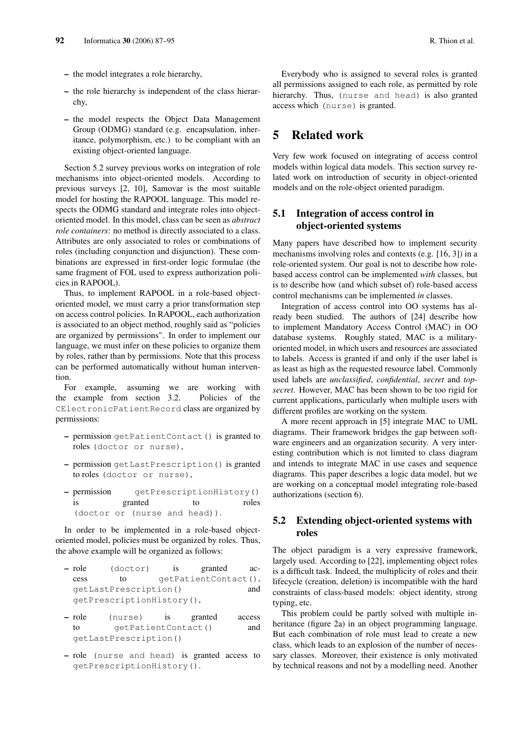- the model integrates a role hierarchy,
- the role hierarchy is independent of the class hierarchy,
- the model respects the Object Data Management Group (ODMG) standard (e.g. encapsulation, inheritance, polymorphism, etc.) to be compliant with an existing object-oriented language.

Section 5.2 survey previous works on integration of role mechanisms into object-oriented models. According to previous surveys [2, 10], Samovar is the most suitable model for hosting the RAPOOL language. This model respects the ODMG standard and integrate roles into object-oriented model. In this model, class can be seen as *abstract role containers*: no method is directly associated to a class. Attributes are only associated to roles or combinations of roles (including conjunction and disjunction). These combinations are expressed in first-order logic formulae (the same fragment of FOL used to express authorization policies in RAPOOL).

Thus, to implement RAPOOL in a role-based object-oriented model, we must carry a prior transformation step on access control policies. In RAPOOL, each authorization is associated to an object method, roughly said as "policies are organized by permissions". In order to implement our language, we must infer on these policies to organize them by roles, rather than by permissions. Note that this process can be performed automatically without human intervention.

For example, assuming we are working with the example from section 3.2. Policies of the `CElectronicPatientRecord` class are organized by permissions:

- permission `getPatientContact()` is granted to roles `(doctor or nurse)`,
- permission `getLastPrescription()` is granted to roles `(doctor or nurse)`,
- permission `getPrescriptionHistory()` is granted to roles `(doctor or (nurse and head))`.

In order to be implemented in a role-based object-oriented model, policies must be organized by roles. Thus, the above example will be organized as follows:

- role `(doctor)` is granted access to `getPatientContact()`, `getLastPrescription()` and `getPrescriptionHistory()`,
- role `(nurse)` is granted access to `getPatientContact()` and `getLastPrescription()`
- role `(nurse and head)` is granted access to `getPrescriptionHistory()`.

Everybody who is assigned to several roles is granted all permissions assigned to each role, as permitted by role hierarchy. Thus, `(nurse and head)` is also granted access which `(nurse)` is granted.

# 5 Related work

Very few work focused on integrating of access control models within logical data models. This section survey related work on introduction of security in object-oriented models and on the role-object oriented paradigm.

## 5.1 Integration of access control in object-oriented systems

Many papers have described how to implement security mechanisms involving roles and contexts (e.g. [16, 3]) in a role-oriented system. Our goal is not to describe how role-based access control can be implemented *with* classes, but is to describe how (and which subset of) role-based access control mechanisms can be implemented *in* classes.

Integration of access control into OO systems has already been studied. The authors of [24] describe how to implement Mandatory Access Control (MAC) in OO database systems. Roughly stated, MAC is a military-oriented model, in which users and resources are associated to labels. Access is granted if and only if the user label is as least as high as the requested resource label. Commonly used labels are *unclassified*, *confidential*, *secret* and *top-secret*. However, MAC has been shown to be too rigid for current applications, particularly when multiple users with different profiles are working on the system.

A more recent approach in [5] integrate MAC to UML diagrams. Their framework bridges the gap between software engineers and an organization security. A very interesting contribution which is not limited to class diagram and intends to integrate MAC in use cases and sequence diagrams. This paper describes a logic data model, but we are working on a conceptual model integrating role-based authorizations (section 6).

## 5.2 Extending object-oriented systems with roles

The object paradigm is a very expressive framework, largely used. According to [22], implementing object roles is a difficult task. Indeed, the multiplicity of roles and their lifecycle (creation, deletion) is incompatible with the hard constraints of class-based models: object identity, strong typing, etc.

This problem could be partly solved with multiple inheritance (figure 2a) in an object programming language. But each combination of role must lead to create a new class, which leads to an explosion of the number of necessary classes. Moreover, their existence is only motivated by technical reasons and not by a modelling need. Another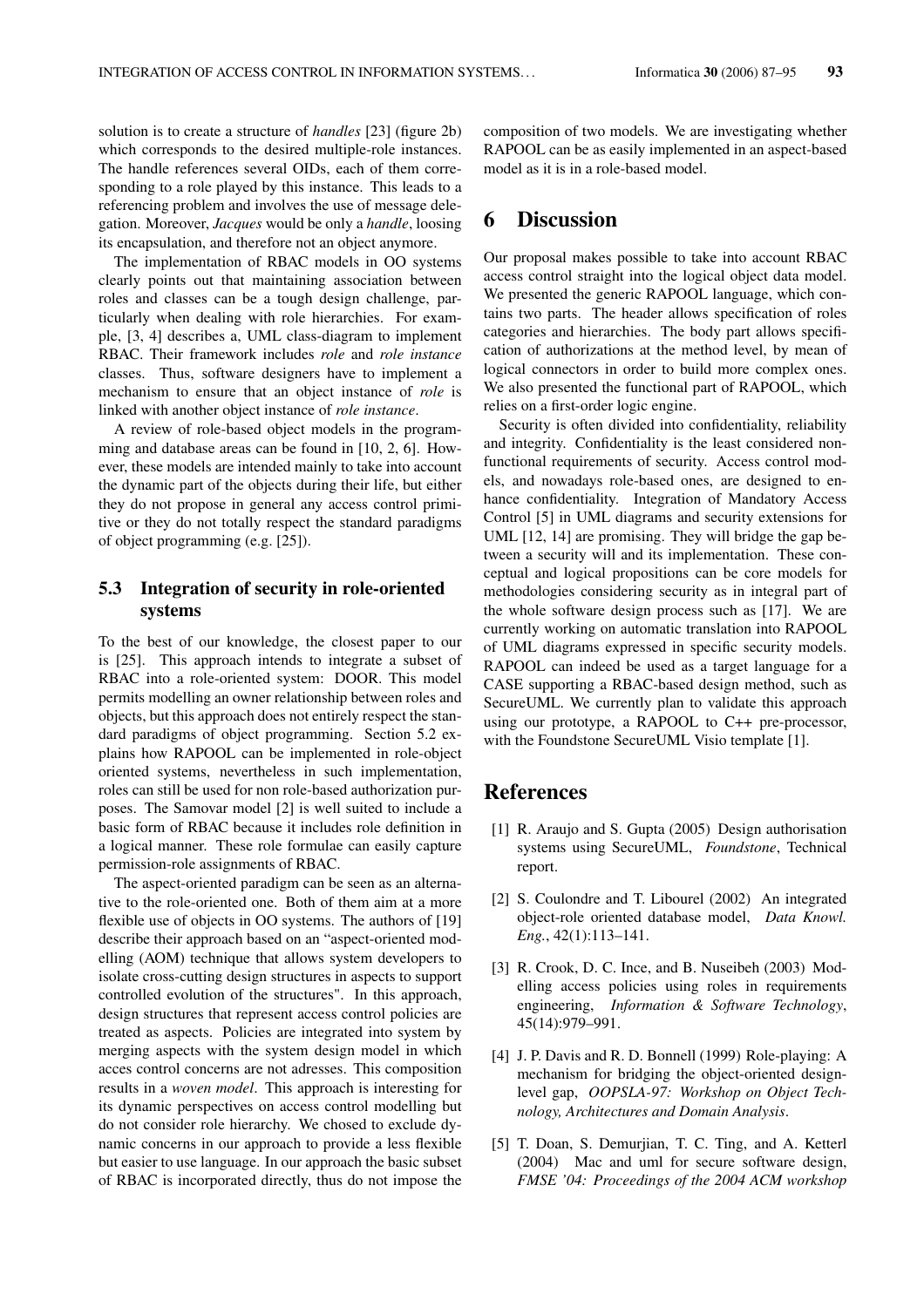solution is to create a structure of *handles* [23] (figure 2b) which corresponds to the desired multiple-role instances. The handle references several OIDs, each of them corresponding to a role played by this instance. This leads to a referencing problem and involves the use of message delegation. Moreover, *Jacques* would be only a *handle*, loosing its encapsulation, and therefore not an object anymore.

The implementation of RBAC models in OO systems clearly points out that maintaining association between roles and classes can be a tough design challenge, particularly when dealing with role hierarchies. For example, [3, 4] describes a, UML class-diagram to implement RBAC. Their framework includes *role* and *role instance* classes. Thus, software designers have to implement a mechanism to ensure that an object instance of *role* is linked with another object instance of *role instance*.

A review of role-based object models in the programming and database areas can be found in [10, 2, 6]. However, these models are intended mainly to take into account the dynamic part of the objects during their life, but either they do not propose in general any access control primitive or they do not totally respect the standard paradigms of object programming (e.g. [25]).

### 5.3 Integration of security in role-oriented systems

To the best of our knowledge, the closest paper to our is [25]. This approach intends to integrate a subset of RBAC into a role-oriented system: DOOR. This model permits modelling an owner relationship between roles and objects, but this approach does not entirely respect the standard paradigms of object programming. Section 5.2 explains how RAPOOL can be implemented in role-object oriented systems, nevertheless in such implementation, roles can still be used for non role-based authorization purposes. The Samovar model [2] is well suited to include a basic form of RBAC because it includes role definition in a logical manner. These role formulae can easily capture permission-role assignments of RBAC.

The aspect-oriented paradigm can be seen as an alternative to the role-oriented one. Both of them aim at a more flexible use of objects in OO systems. The authors of [19] describe their approach based on an "aspect-oriented modelling (AOM) technique that allows system developers to isolate cross-cutting design structures in aspects to support controlled evolution of the structures". In this approach, design structures that represent access control policies are treated as aspects. Policies are integrated into system by merging aspects with the system design model in which acces control concerns are not adresses. This composition results in a *woven model*. This approach is interesting for its dynamic perspectives on access control modelling but do not consider role hierarchy. We chosed to exclude dynamic concerns in our approach to provide a less flexible but easier to use language. In our approach the basic subset of RBAC is incorporated directly, thus do not impose the composition of two models. We are investigating whether RAPOOL can be as easily implemented in an aspect-based model as it is in a role-based model.

## 6 Discussion

Our proposal makes possible to take into account RBAC access control straight into the logical object data model. We presented the generic RAPOOL language, which contains two parts. The header allows specification of roles categories and hierarchies. The body part allows specification of authorizations at the method level, by mean of logical connectors in order to build more complex ones. We also presented the functional part of RAPOOL, which relies on a first-order logic engine.

Security is often divided into confidentiality, reliability and integrity. Confidentiality is the least considered non-functional requirements of security. Access control models, and nowadays role-based ones, are designed to enhance confidentiality. Integration of Mandatory Access Control [5] in UML diagrams and security extensions for UML [12, 14] are promising. They will bridge the gap between a security will and its implementation. These conceptual and logical propositions can be core models for methodologies considering security as in integral part of the whole software design process such as [17]. We are currently working on automatic translation into RAPOOL of UML diagrams expressed in specific security models. RAPOOL can indeed be used as a target language for a CASE supporting a RBAC-based design method, such as SecureUML. We currently plan to validate this approach using our prototype, a RAPOOL to C++ pre-processor, with the Foundstone SecureUML Visio template [1].

## References

[1] R. Araujo and S. Gupta (2005) Design authorisation systems using SecureUML, *Foundstone*, Technical report.

[2] S. Coulondre and T. Libourel (2002) An integrated object-role oriented database model, *Data Knowl. Eng.*, 42(1):113–141.

[3] R. Crook, D. C. Ince, and B. Nuseibeh (2003) Modelling access policies using roles in requirements engineering, *Information & Software Technology*, 45(14):979–991.

[4] J. P. Davis and R. D. Bonnell (1999) Role-playing: A mechanism for bridging the object-oriented design-level gap, *OOPSLA-97: Workshop on Object Technology, Architectures and Domain Analysis*.

[5] T. Doan, S. Demurjian, T. C. Ting, and A. Ketterl (2004) Mac and uml for secure software design, *FMSE '04: Proceedings of the 2004 ACM workshop*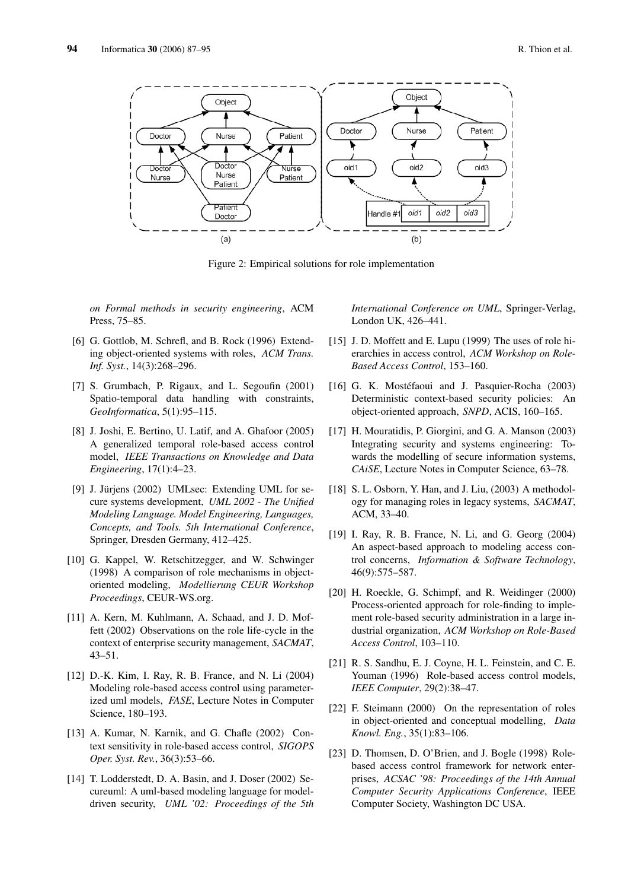Figure 2: Empirical solutions for role implementation

*on Formal methods in security engineering*, ACM Press, 75–85.

[6] G. Gottlob, M. Schrefl, and B. Rock (1996) Extending object-oriented systems with roles, *ACM Trans. Inf. Syst.*, 14(3):268–296.

[7] S. Grumbach, P. Rigaux, and L. Segoufin (2001) Spatio-temporal data handling with constraints, *GeoInformatica*, 5(1):95–115.

[8] J. Joshi, E. Bertino, U. Latif, and A. Ghafoor (2005) A generalized temporal role-based access control model, *IEEE Transactions on Knowledge and Data Engineering*, 17(1):4–23.

[9] J. Jürjens (2002) UMLsec: Extending UML for secure systems development, *UML 2002 - The Unified Modeling Language. Model Engineering, Languages, Concepts, and Tools. 5th International Conference*, Springer, Dresden Germany, 412–425.

[10] G. Kappel, W. Retschitzegger, and W. Schwinger (1998) A comparison of role mechanisms in object-oriented modeling, *Modellierung CEUR Workshop Proceedings*, CEUR-WS.org.

[11] A. Kern, M. Kuhlmann, A. Schaad, and J. D. Moffett (2002) Observations on the role life-cycle in the context of enterprise security management, *SACMAT*, 43–51.

[12] D.-K. Kim, I. Ray, R. B. France, and N. Li (2004) Modeling role-based access control using parameterized uml models, *FASE*, Lecture Notes in Computer Science, 180–193.

[13] A. Kumar, N. Karnik, and G. Chafle (2002) Context sensitivity in role-based access control, *SIGOPS Oper. Syst. Rev.*, 36(3):53–66.

[14] T. Lodderstedt, D. A. Basin, and J. Doser (2002) Secureuml: A uml-based modeling language for model-driven security, *UML '02: Proceedings of the 5th International Conference on UML*, Springer-Verlag, London UK, 426–441.

[15] J. D. Moffett and E. Lupu (1999) The uses of role hierarchies in access control, *ACM Workshop on Role-Based Access Control*, 153–160.

[16] G. K. Mostéfaoui and J. Pasquier-Rocha (2003) Deterministic context-based security policies: An object-oriented approach, *SNPD*, ACIS, 160–165.

[17] H. Mouratidis, P. Giorgini, and G. A. Manson (2003) Integrating security and systems engineering: Towards the modelling of secure information systems, *CAiSE*, Lecture Notes in Computer Science, 63–78.

[18] S. L. Osborn, Y. Han, and J. Liu, (2003) A methodology for managing roles in legacy systems, *SACMAT*, ACM, 33–40.

[19] I. Ray, R. B. France, N. Li, and G. Georg (2004) An aspect-based approach to modeling access control concerns, *Information & Software Technology*, 46(9):575–587.

[20] H. Roeckle, G. Schimpf, and R. Weidinger (2000) Process-oriented approach for role-finding to implement role-based security administration in a large industrial organization, *ACM Workshop on Role-Based Access Control*, 103–110.

[21] R. S. Sandhu, E. J. Coyne, H. L. Feinstein, and C. E. Youman (1996) Role-based access control models, *IEEE Computer*, 29(2):38–47.

[22] F. Steimann (2000) On the representation of roles in object-oriented and conceptual modelling, *Data Knowl. Eng.*, 35(1):83–106.

[23] D. Thomsen, D. O'Brien, and J. Bogle (1998) Role-based access control framework for network enterprises, *ACSAC '98: Proceedings of the 14th Annual Computer Security Applications Conference*, IEEE Computer Society, Washington DC USA.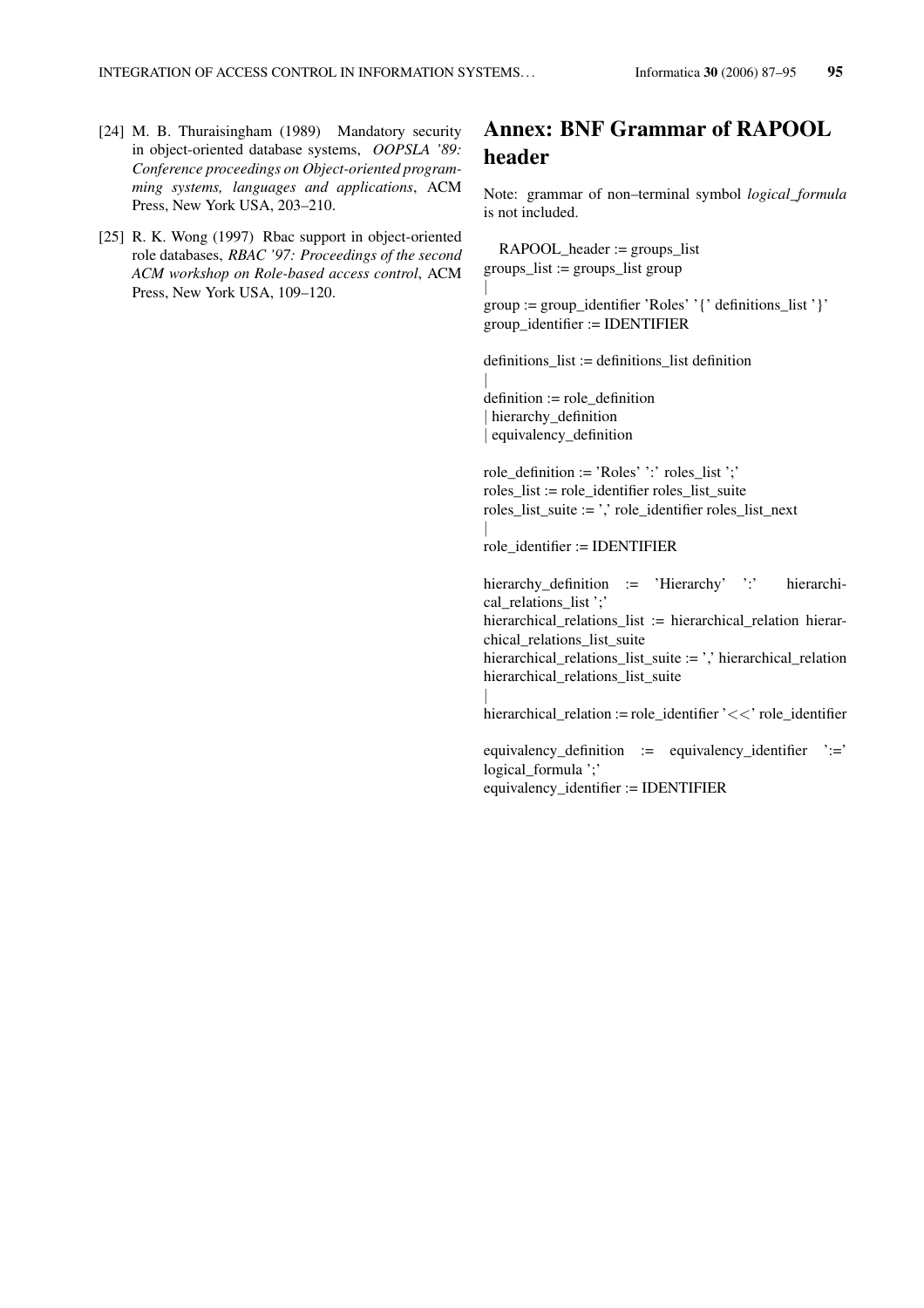[24] M. B. Thuraisingham (1989) Mandatory security in object-oriented database systems, *OOPSLA '89: Conference proceedings on Object-oriented programming systems, languages and applications*, ACM Press, New York USA, 203–210.

[25] R. K. Wong (1997) Rbac support in object-oriented role databases, *RBAC '97: Proceedings of the second ACM workshop on Role-based access control*, ACM Press, New York USA, 109–120.

## Annex: BNF Grammar of RAPOOL header

Note: grammar of non–terminal symbol *logical_formula* is not included.

```
RAPOOL_header := groups_list
groups_list := groups_list group
|
group := group_identifier 'Roles' '{' definitions_list '}'
group_identifier := IDENTIFIER

definitions_list := definitions_list definition
|
definition := role_definition
| hierarchy_definition
| equivalency_definition

role_definition := 'Roles' ':' roles_list ';'
roles_list := role_identifier roles_list_suite
roles_list_suite := ',' role_identifier roles_list_next
|
role_identifier := IDENTIFIER

hierarchy_definition := 'Hierarchy' ':' hierarchical_relations_list ';'
hierarchical_relations_list := hierarchical_relation hierarchical_relations_list_suite
hierarchical_relations_list_suite := ',' hierarchical_relation hierarchical_relations_list_suite
|
hierarchical_relation := role_identifier '<<' role_identifier

equivalency_definition := equivalency_identifier ':=' logical_formula ';'
equivalency_identifier := IDENTIFIER
```